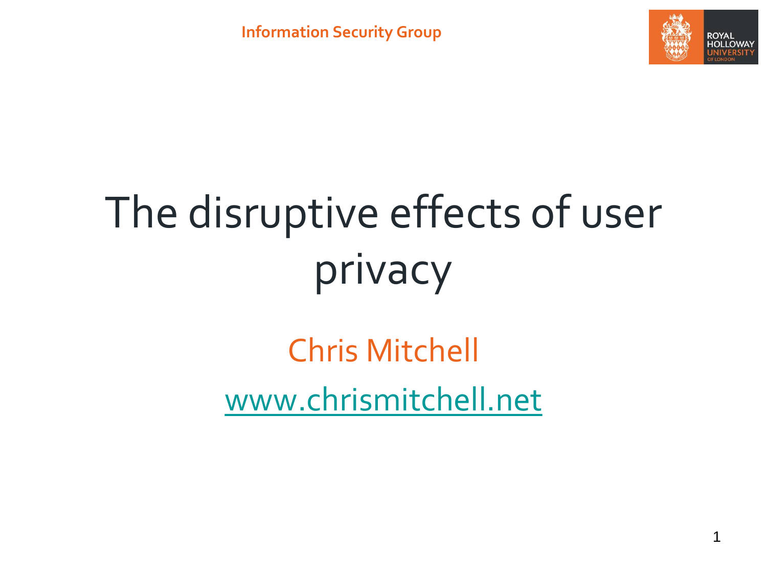Information Security Group

# The disruptive effects of user privacy

Chris Mitchell

www.chrismitchell.net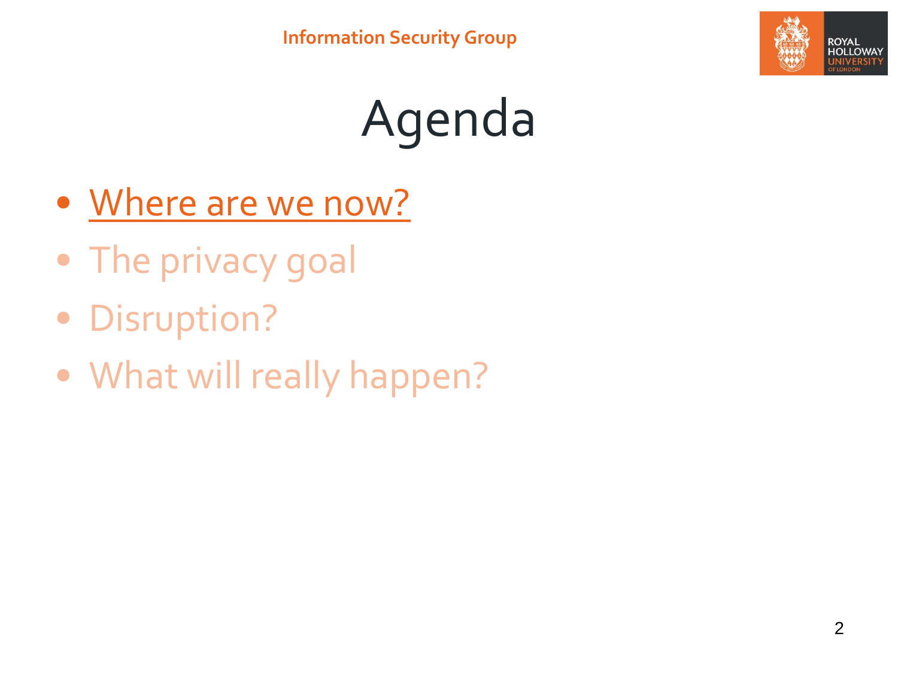# Agenda

- Where are we now?
- The privacy goal
- Disruption?
- What will really happen?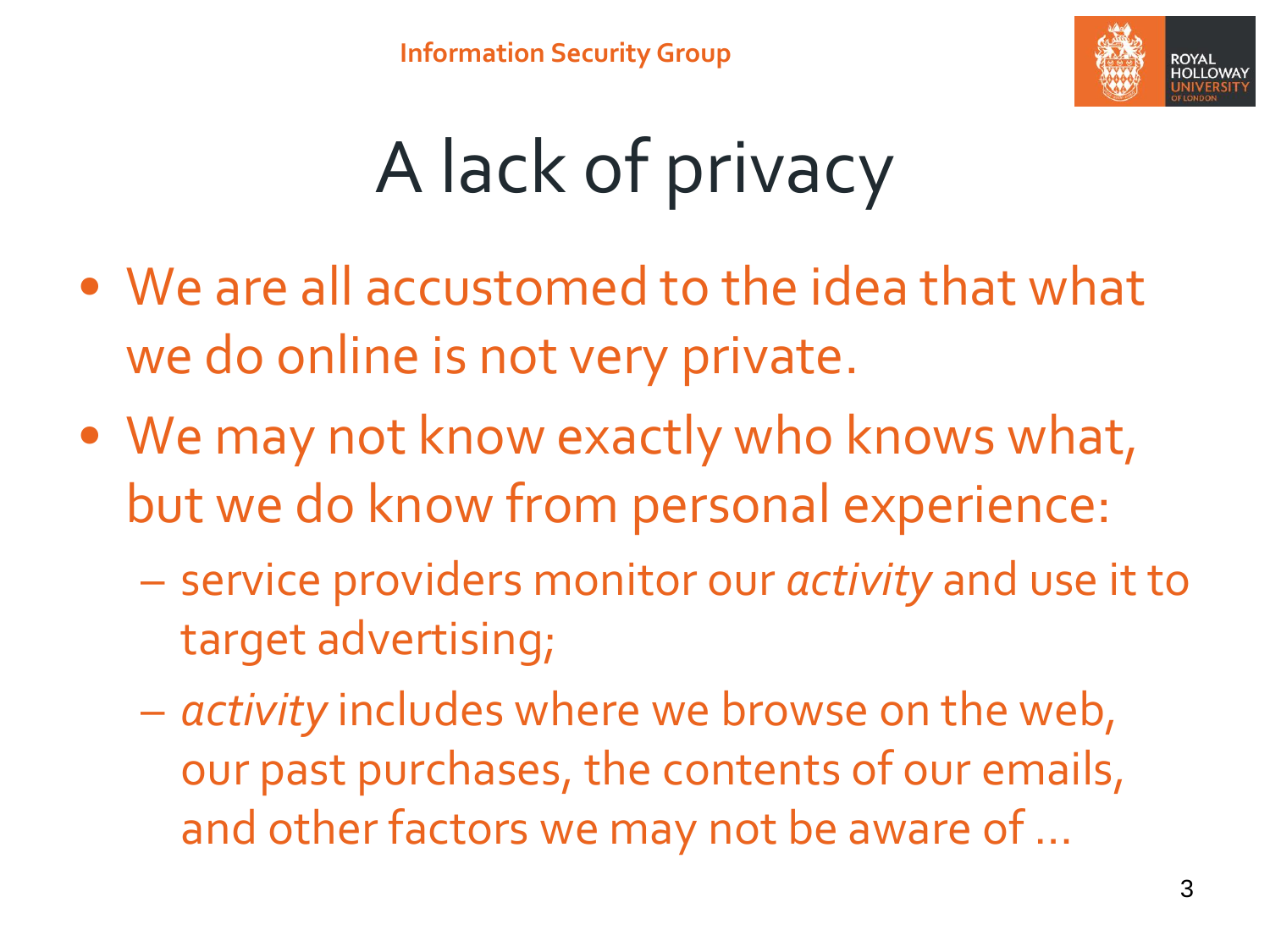# A lack of privacy

- We are all accustomed to the idea that what we do online is not very private.
- We may not know exactly who knows what, but we do know from personal experience:
  - service providers monitor our *activity* and use it to target advertising;
  - *activity* includes where we browse on the web, our past purchases, the contents of our emails, and other factors we may not be aware of …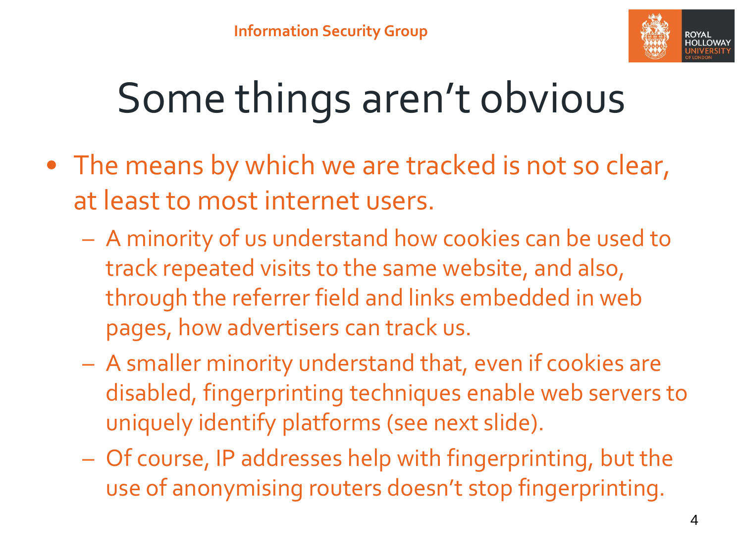# Some things aren't obvious

- The means by which we are tracked is not so clear, at least to most internet users.
  - A minority of us understand how cookies can be used to track repeated visits to the same website, and also, through the referrer field and links embedded in web pages, how advertisers can track us.
  - A smaller minority understand that, even if cookies are disabled, fingerprinting techniques enable web servers to uniquely identify platforms (see next slide).
  - Of course, IP addresses help with fingerprinting, but the use of anonymising routers doesn't stop fingerprinting.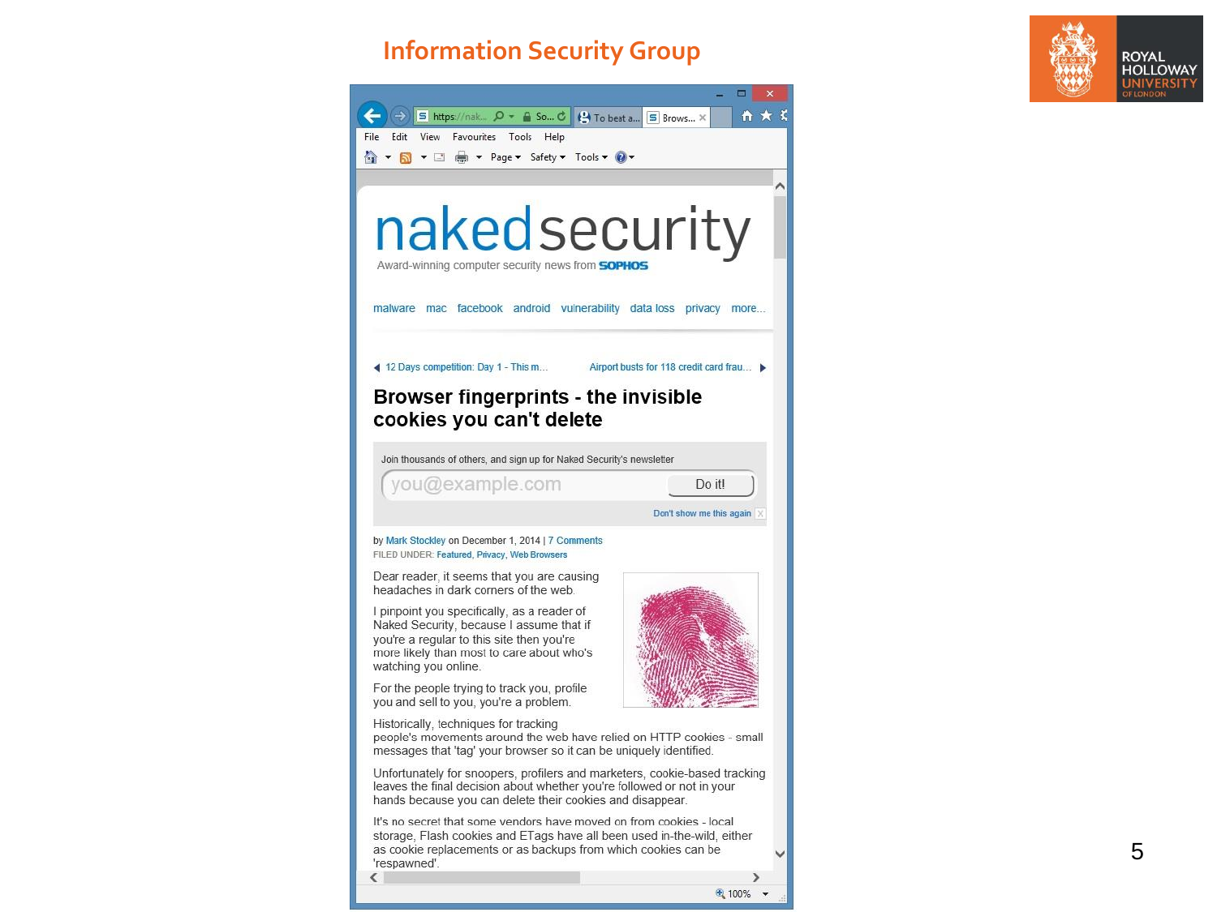# Information Security Group

nakedsecurity

Award-winning computer security news from SOPHOS

malware mac facebook android vulnerability data loss privacy more...

◀ 12 Days competition: Day 1 - This m... Airport busts for 118 credit card frau... ▶

## Browser fingerprints - the invisible cookies you can't delete

Join thousands of others, and sign up for Naked Security's newsletter

you@example.com Do it!

Don't show me this again

by Mark Stockley on December 1, 2014 | 7 Comments

FILED UNDER: Featured, Privacy, Web Browsers

Dear reader, it seems that you are causing headaches in dark corners of the web.

I pinpoint you specifically, as a reader of Naked Security, because I assume that if you're a regular to this site then you're more likely than most to care about who's watching you online.

For the people trying to track you, profile you and sell to you, you're a problem.

Historically, techniques for tracking people's movements around the web have relied on HTTP cookies - small messages that 'tag' your browser so it can be uniquely identified.

Unfortunately for snoopers, profilers and marketers, cookie-based tracking leaves the final decision about whether you're followed or not in your hands because you can delete their cookies and disappear.

It's no secret that some vendors have moved on from cookies - local storage, Flash cookies and ETags have all been used in-the-wild, either as cookie replacements or as backups from which cookies can be 'respawned'.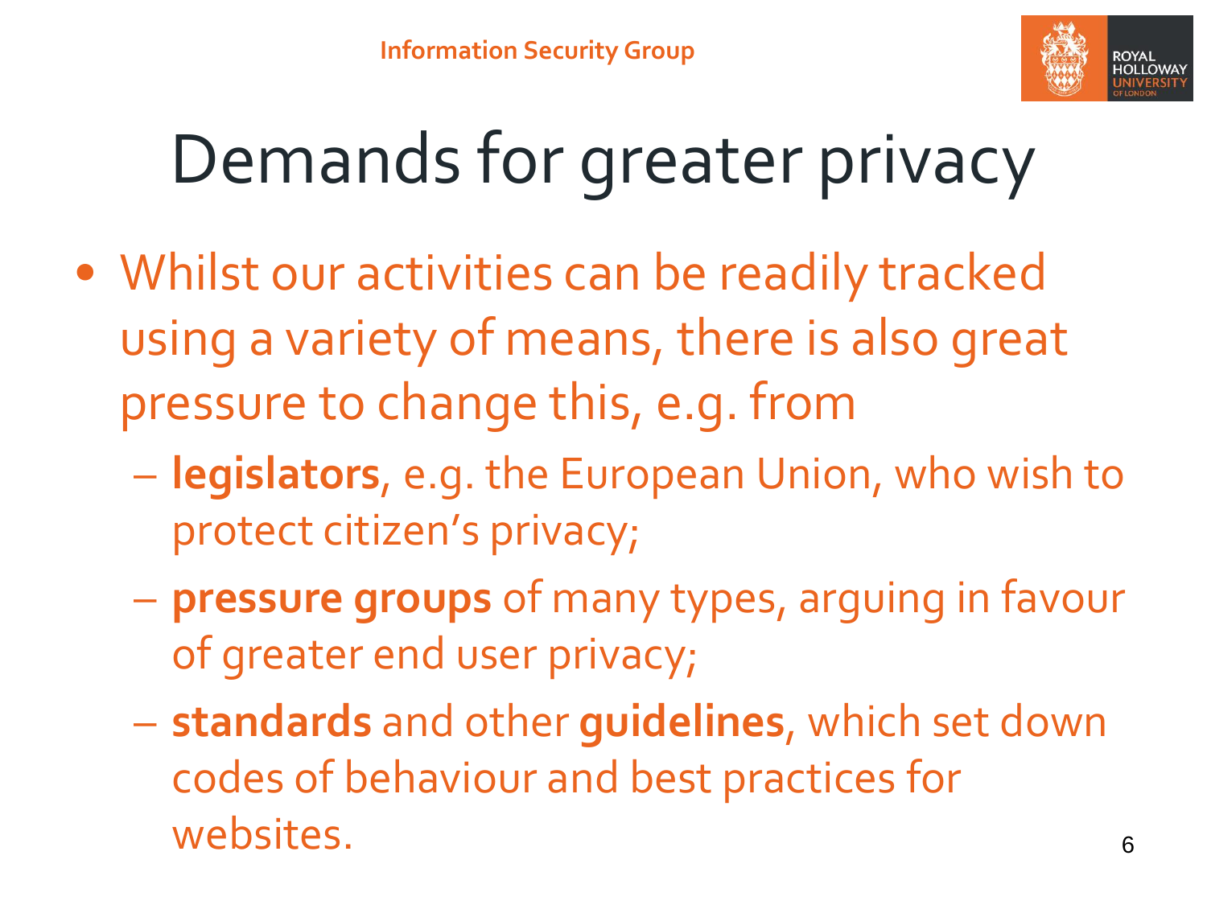# Demands for greater privacy

- Whilst our activities can be readily tracked using a variety of means, there is also great pressure to change this, e.g. from
  - **legislators**, e.g. the European Union, who wish to protect citizen's privacy;
  - **pressure groups** of many types, arguing in favour of greater end user privacy;
  - **standards** and other **guidelines**, which set down codes of behaviour and best practices for websites.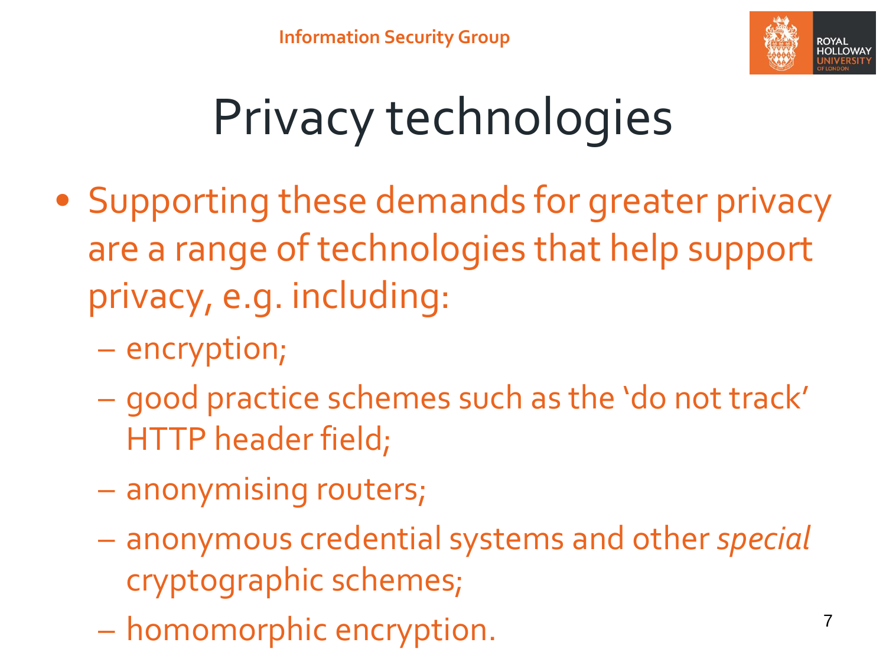# Privacy technologies

- Supporting these demands for greater privacy are a range of technologies that help support privacy, e.g. including:
  - encryption;
  - good practice schemes such as the 'do not track' HTTP header field;
  - anonymising routers;
  - anonymous credential systems and other *special* cryptographic schemes;
  - homomorphic encryption.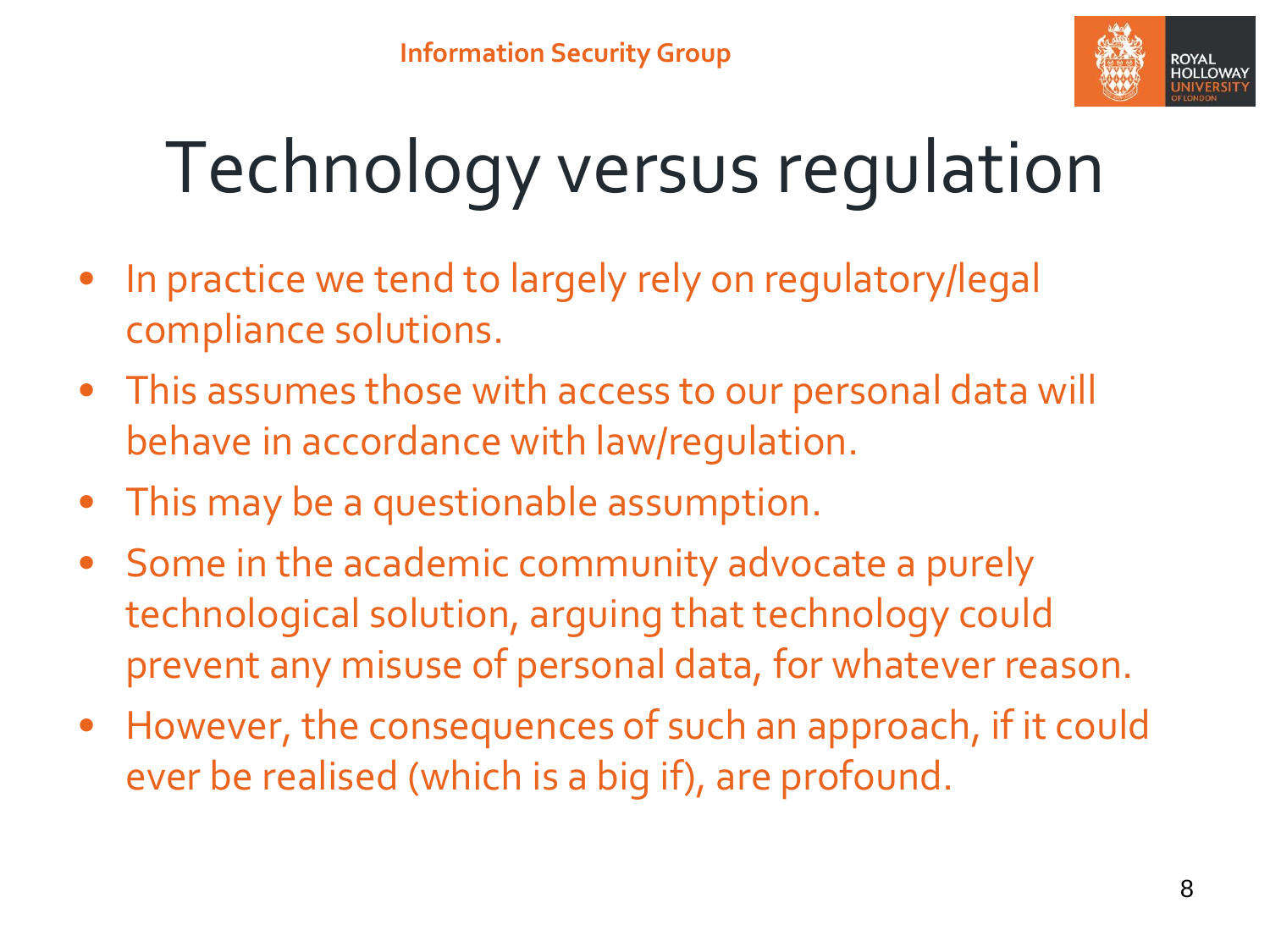# Technology versus regulation

- In practice we tend to largely rely on regulatory/legal compliance solutions.
- This assumes those with access to our personal data will behave in accordance with law/regulation.
- This may be a questionable assumption.
- Some in the academic community advocate a purely technological solution, arguing that technology could prevent any misuse of personal data, for whatever reason.
- However, the consequences of such an approach, if it could ever be realised (which is a big if), are profound.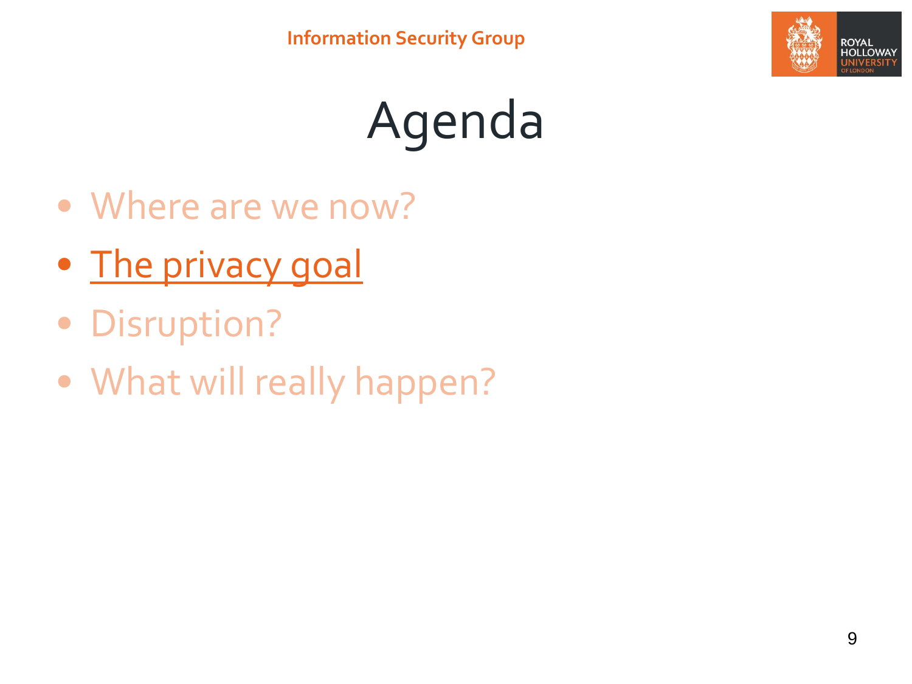# Agenda

- Where are we now?
- **The privacy goal**
- Disruption?
- What will really happen?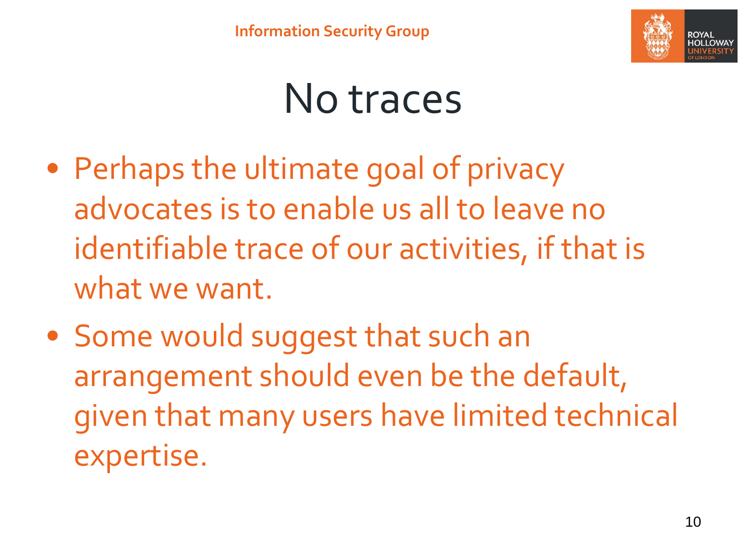# No traces

- Perhaps the ultimate goal of privacy advocates is to enable us all to leave no identifiable trace of our activities, if that is what we want.
- Some would suggest that such an arrangement should even be the default, given that many users have limited technical expertise.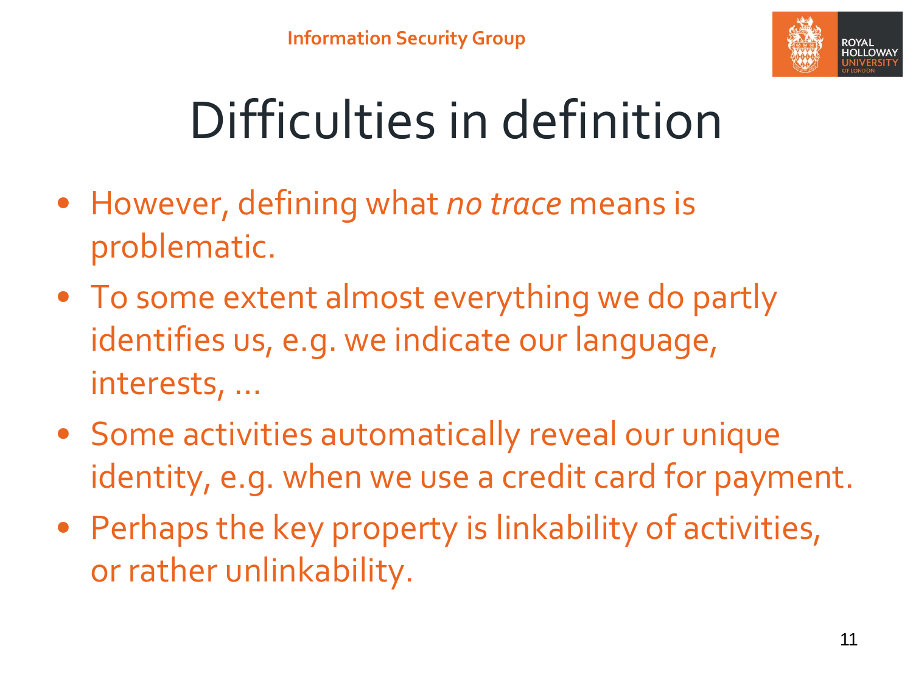# Difficulties in definition

- However, defining what *no trace* means is problematic.
- To some extent almost everything we do partly identifies us, e.g. we indicate our language, interests, ...
- Some activities automatically reveal our unique identity, e.g. when we use a credit card for payment.
- Perhaps the key property is linkability of activities, or rather unlinkability.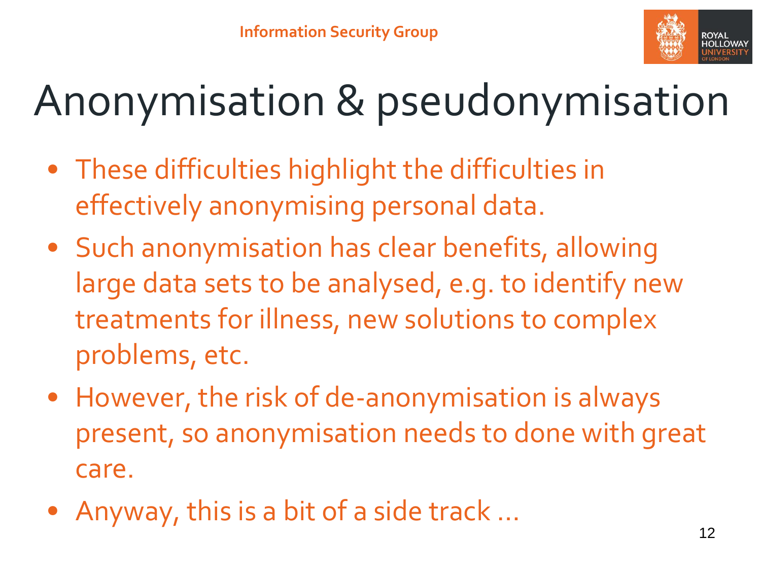# Anonymisation & pseudonymisation

- These difficulties highlight the difficulties in effectively anonymising personal data.
- Such anonymisation has clear benefits, allowing large data sets to be analysed, e.g. to identify new treatments for illness, new solutions to complex problems, etc.
- However, the risk of de-anonymisation is always present, so anonymisation needs to done with great care.
- Anyway, this is a bit of a side track …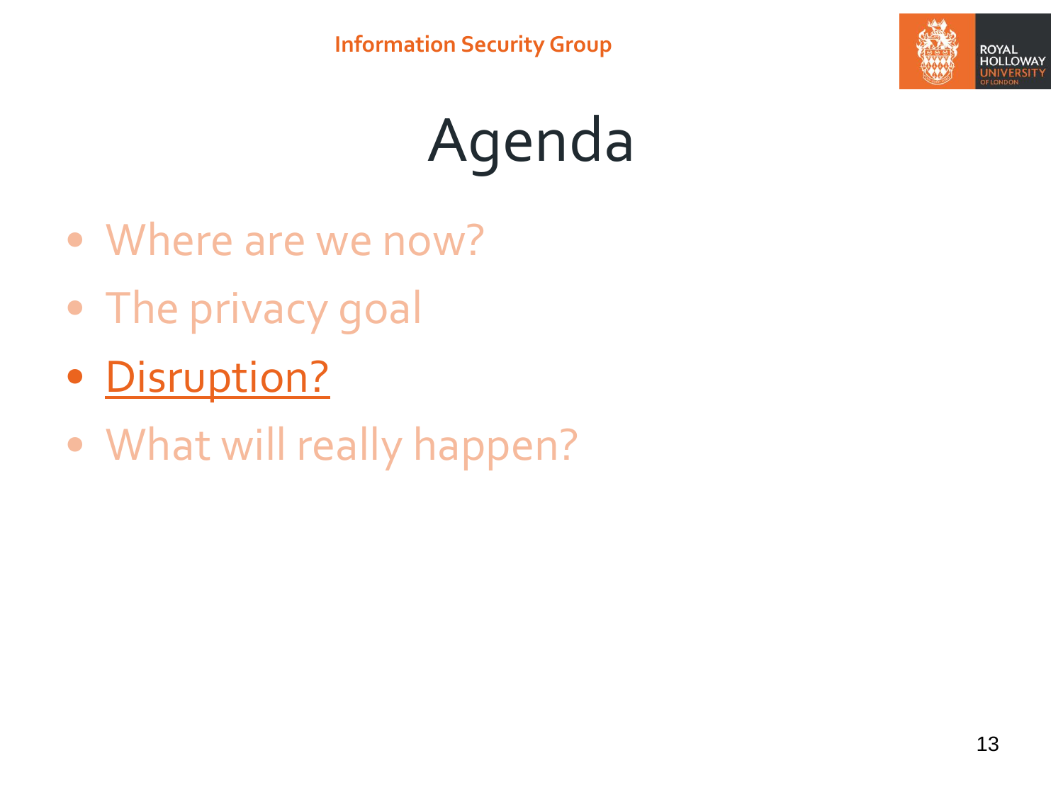# Agenda

- Where are we now?
- The privacy goal
- Disruption?
- What will really happen?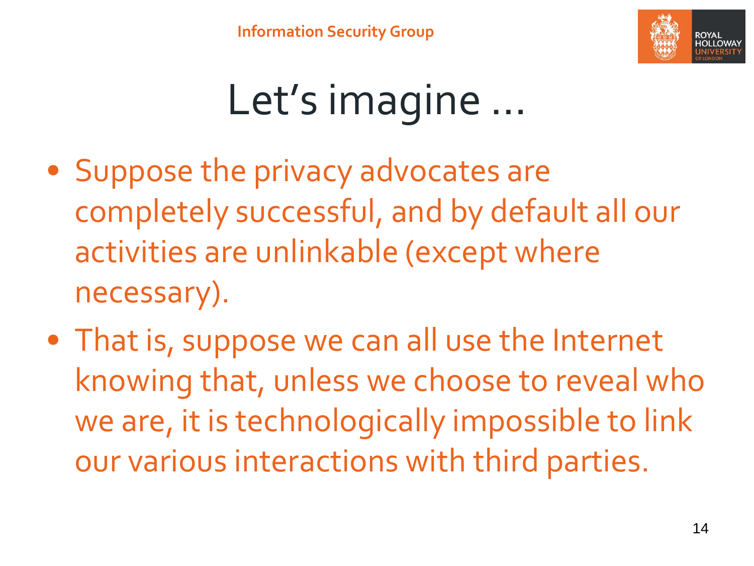# Let's imagine …

- Suppose the privacy advocates are completely successful, and by default all our activities are unlinkable (except where necessary).
- That is, suppose we can all use the Internet knowing that, unless we choose to reveal who we are, it is technologically impossible to link our various interactions with third parties.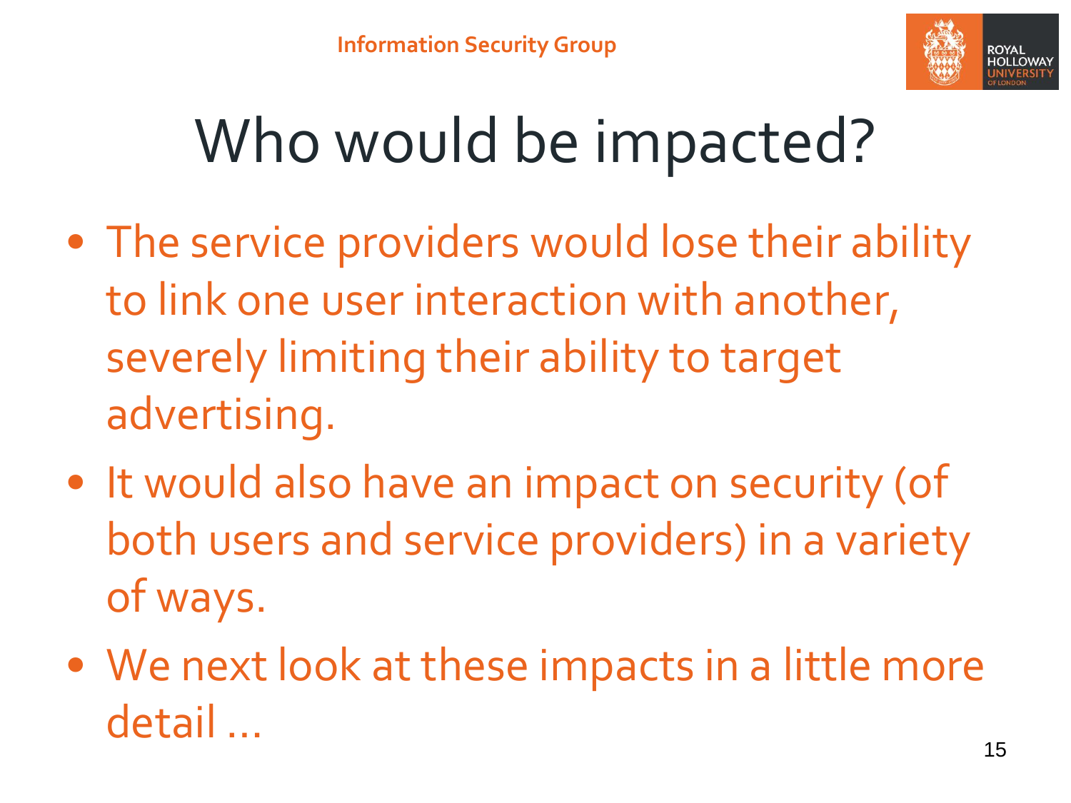# Who would be impacted?

- The service providers would lose their ability to link one user interaction with another, severely limiting their ability to target advertising.
- It would also have an impact on security (of both users and service providers) in a variety of ways.
- We next look at these impacts in a little more detail ...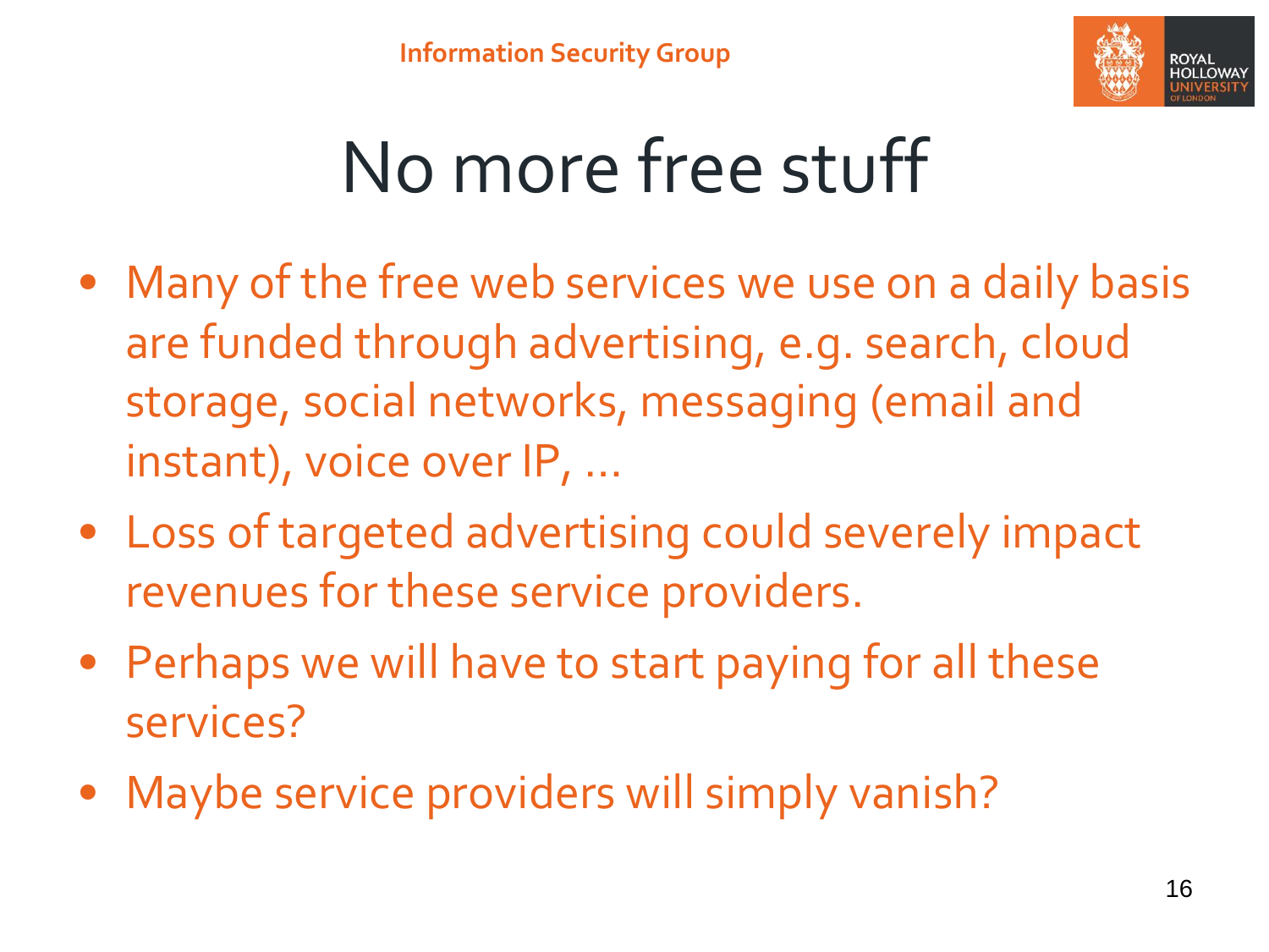# No more free stuff

- Many of the free web services we use on a daily basis are funded through advertising, e.g. search, cloud storage, social networks, messaging (email and instant), voice over IP, …
- Loss of targeted advertising could severely impact revenues for these service providers.
- Perhaps we will have to start paying for all these services?
- Maybe service providers will simply vanish?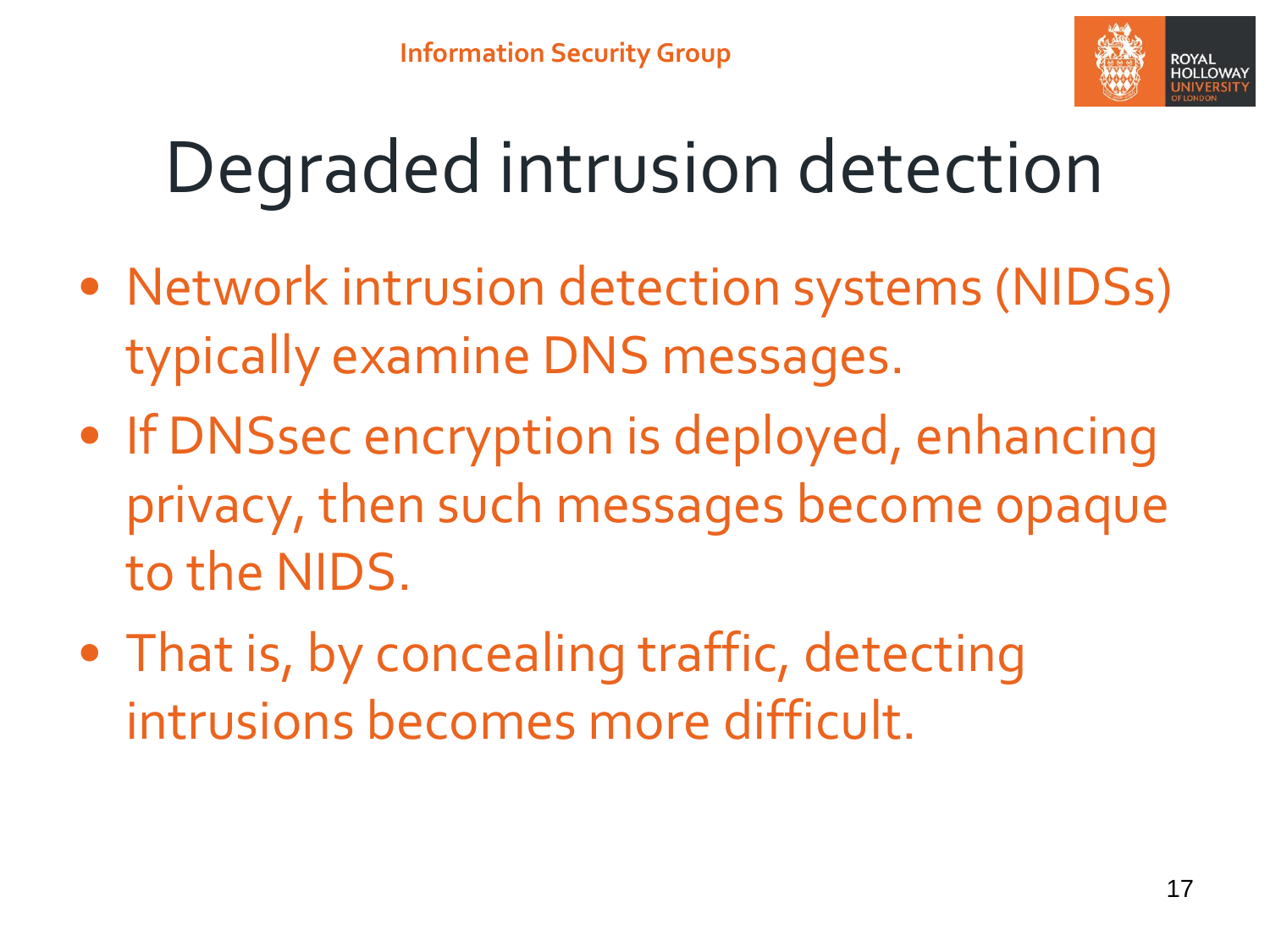# Degraded intrusion detection

- Network intrusion detection systems (NIDSs) typically examine DNS messages.
- If DNSsec encryption is deployed, enhancing privacy, then such messages become opaque to the NIDS.
- That is, by concealing traffic, detecting intrusions becomes more difficult.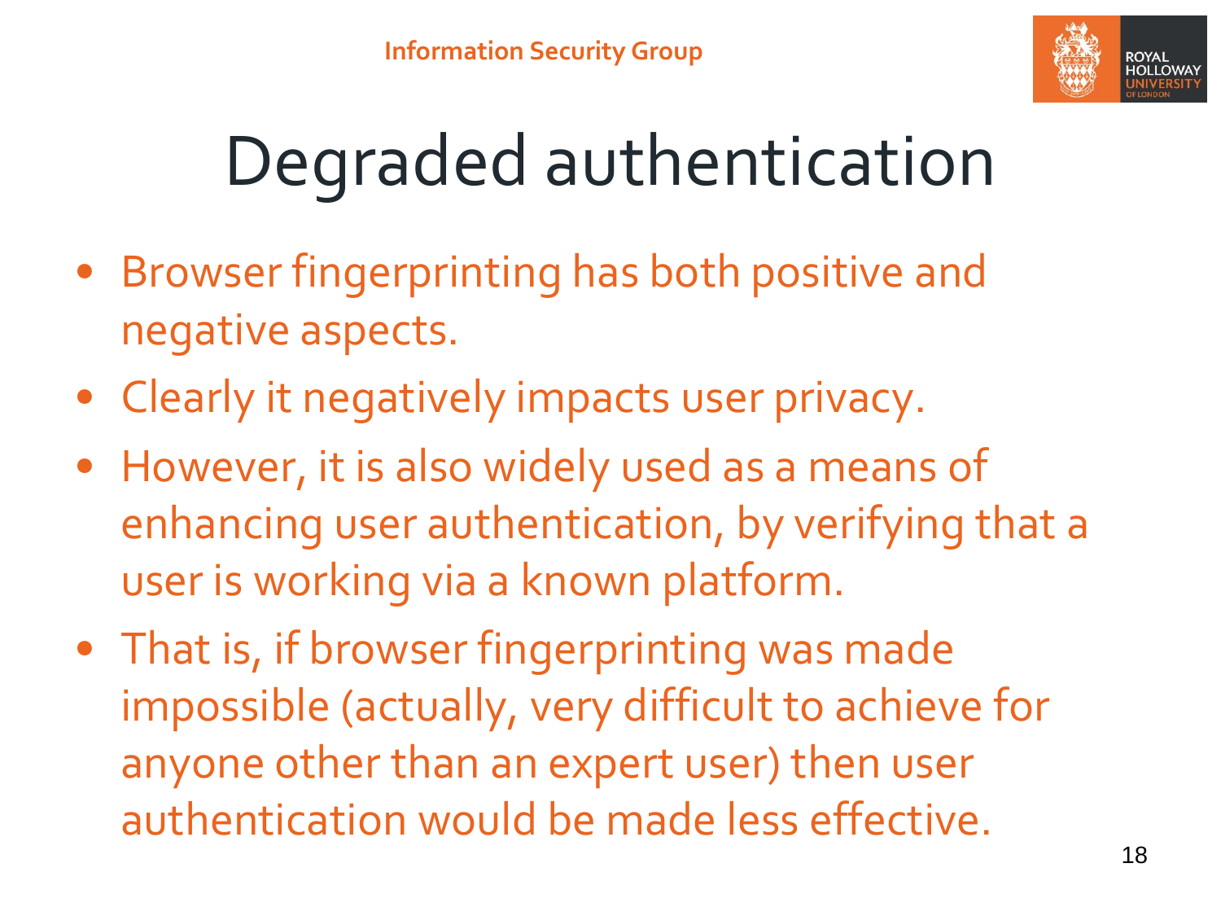# Degraded authentication

- Browser fingerprinting has both positive and negative aspects.
- Clearly it negatively impacts user privacy.
- However, it is also widely used as a means of enhancing user authentication, by verifying that a user is working via a known platform.
- That is, if browser fingerprinting was made impossible (actually, very difficult to achieve for anyone other than an expert user) then user authentication would be made less effective.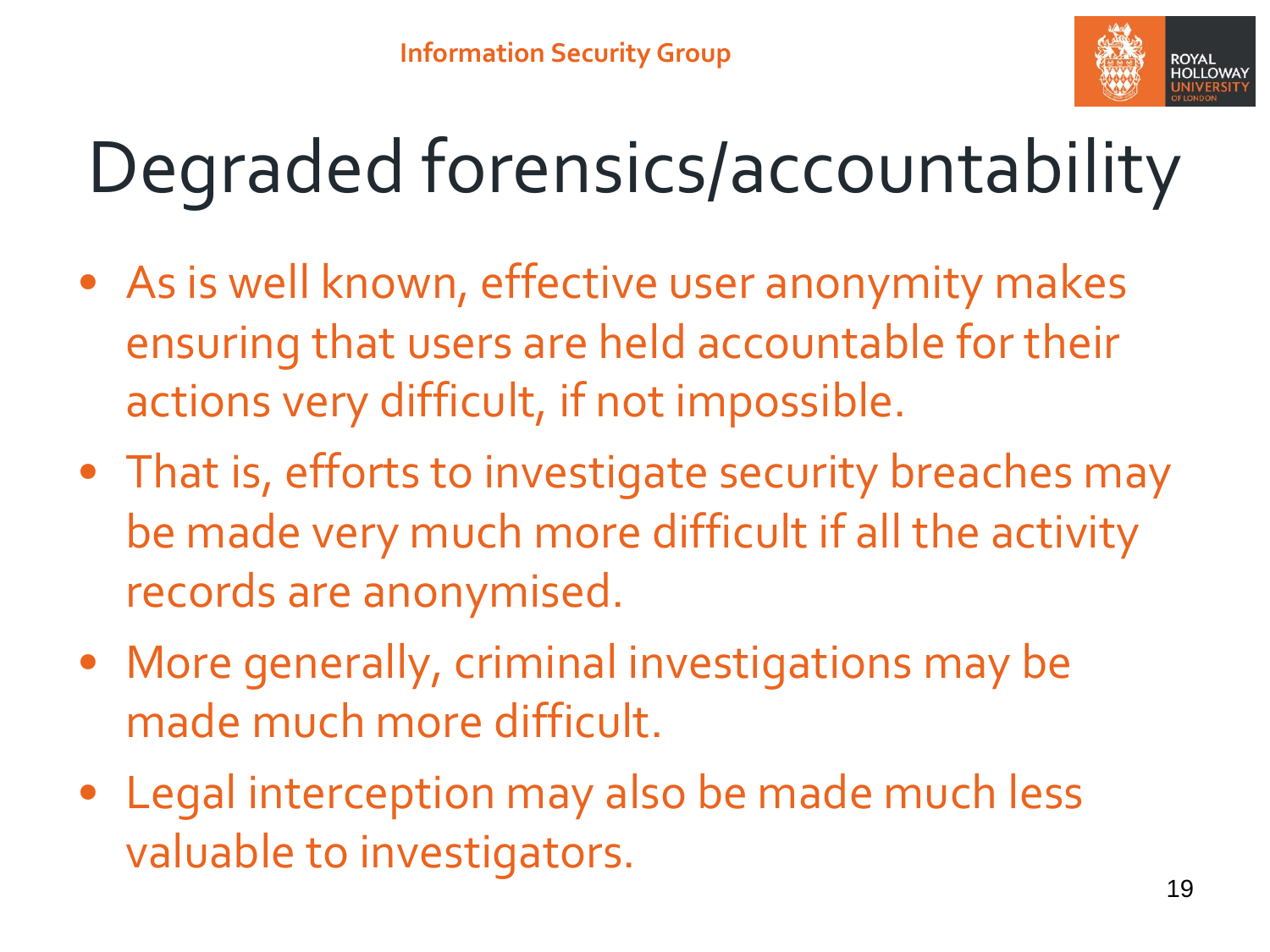# Degraded forensics/accountability

- As is well known, effective user anonymity makes ensuring that users are held accountable for their actions very difficult, if not impossible.
- That is, efforts to investigate security breaches may be made very much more difficult if all the activity records are anonymised.
- More generally, criminal investigations may be made much more difficult.
- Legal interception may also be made much less valuable to investigators.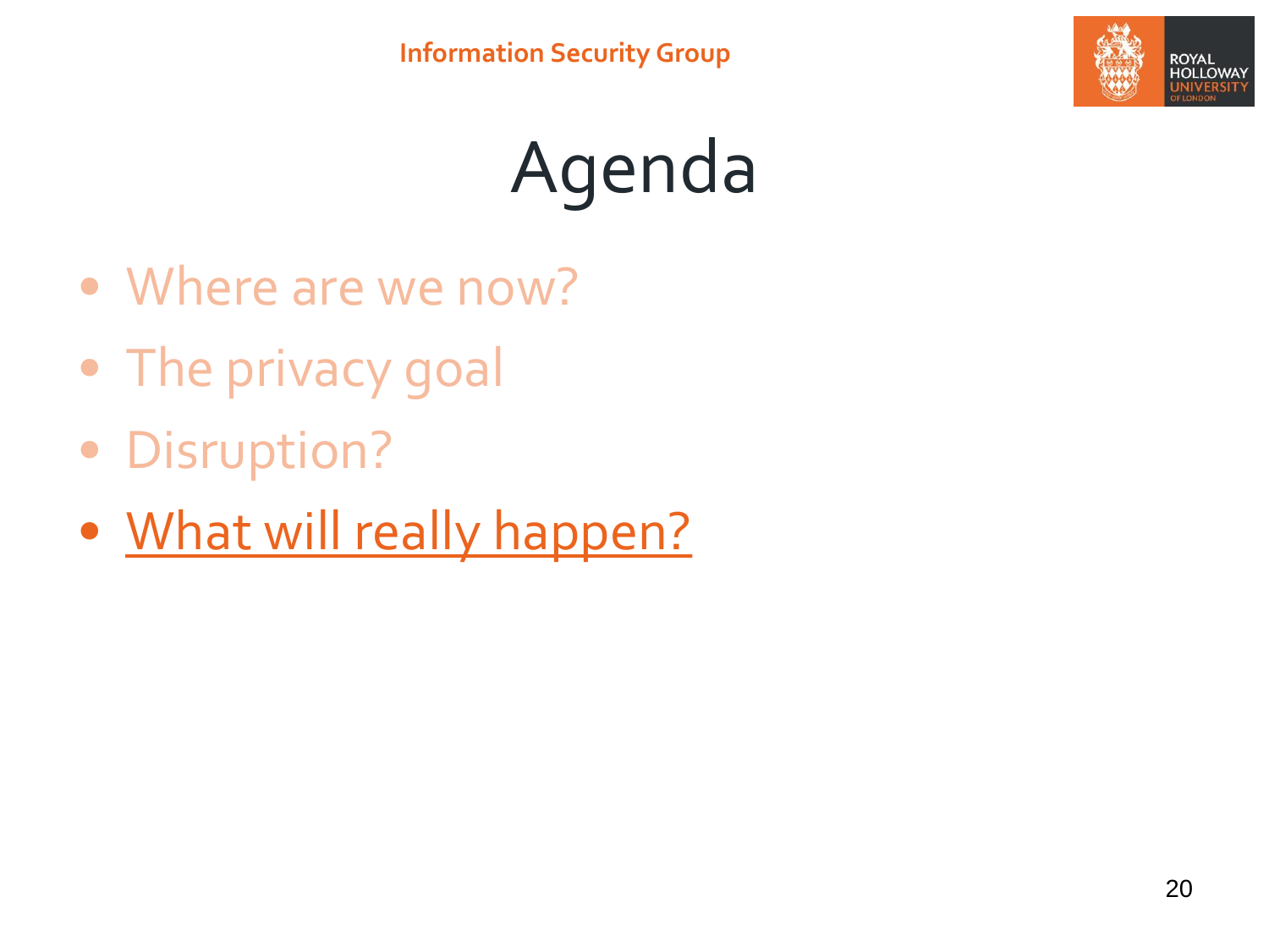# Agenda

- Where are we now?
- The privacy goal
- Disruption?
- What will really happen?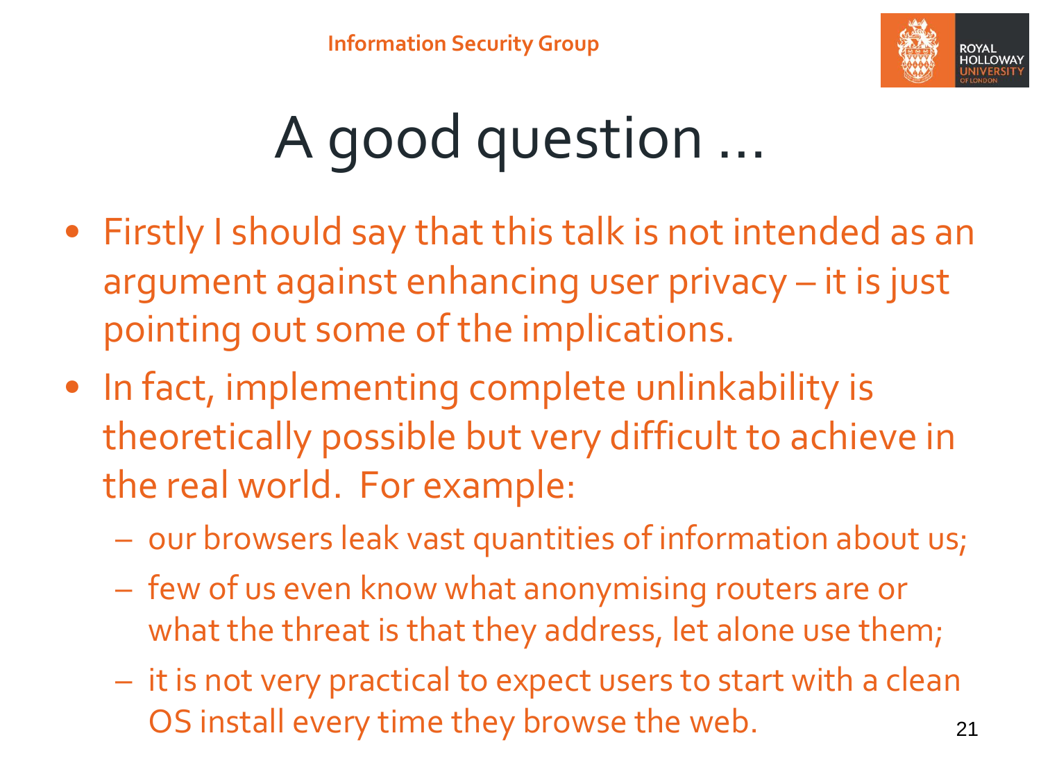# A good question …

- Firstly I should say that this talk is not intended as an argument against enhancing user privacy – it is just pointing out some of the implications.
- In fact, implementing complete unlinkability is theoretically possible but very difficult to achieve in the real world. For example:
  - our browsers leak vast quantities of information about us;
  - few of us even know what anonymising routers are or what the threat is that they address, let alone use them;
  - it is not very practical to expect users to start with a clean OS install every time they browse the web.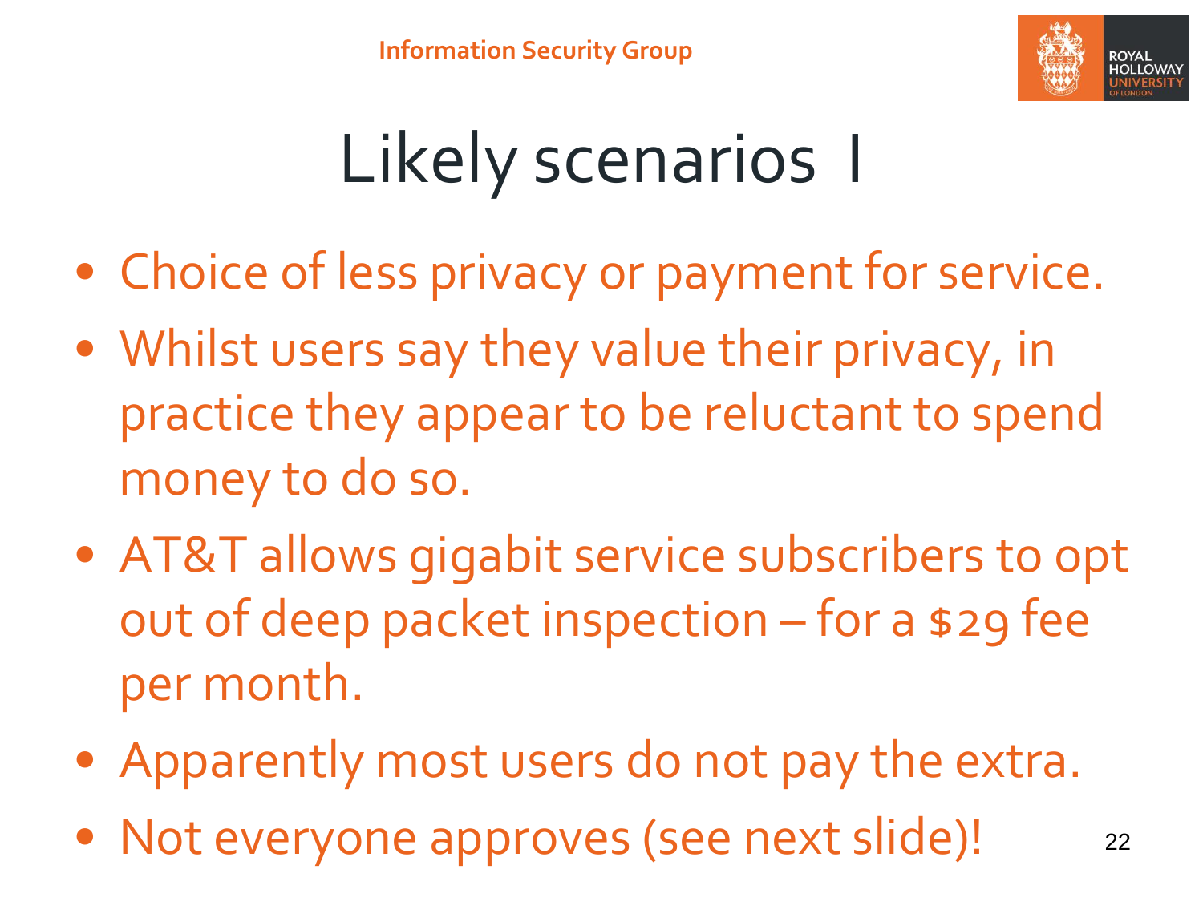# Likely scenarios I

- Choice of less privacy or payment for service.
- Whilst users say they value their privacy, in practice they appear to be reluctant to spend money to do so.
- AT&T allows gigabit service subscribers to opt out of deep packet inspection – for a $29 fee per month.
- Apparently most users do not pay the extra.
- Not everyone approves (see next slide)!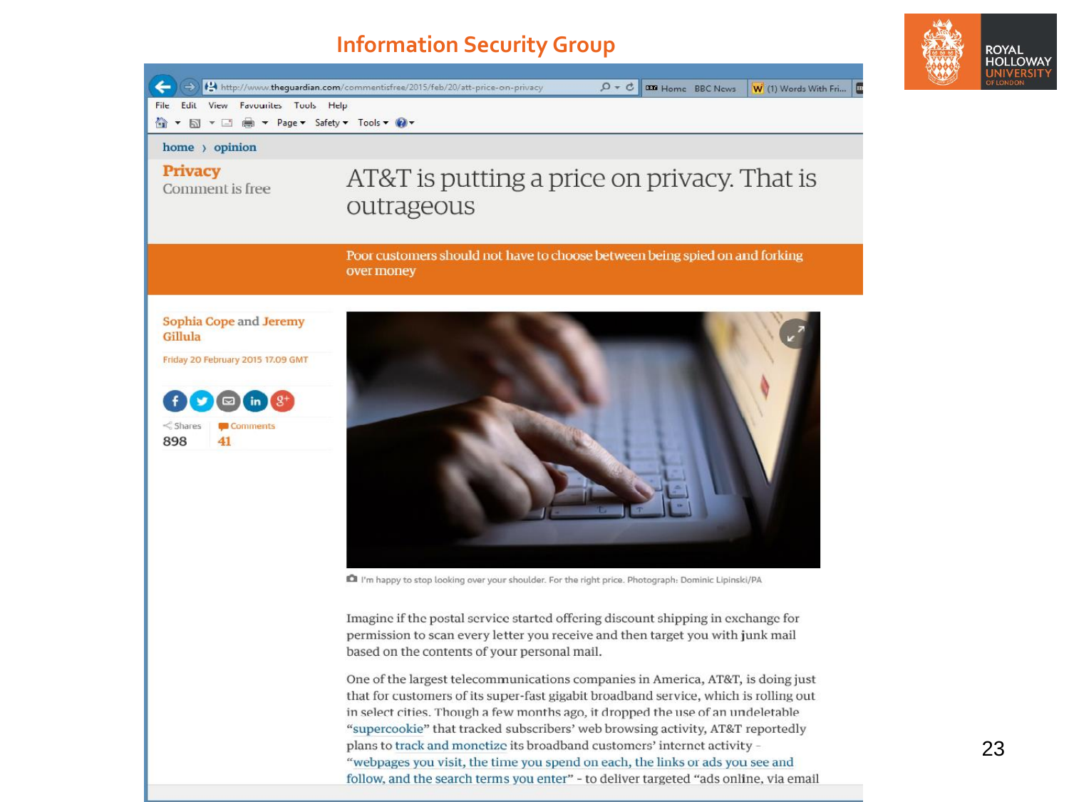# Information Security Group

home › opinion

**Privacy**
Comment is free

# AT&T is putting a price on privacy. That is outrageous

Poor customers should not have to choose between being spied on and forking over money

Sophia Cope and Jeremy Gillula

Friday 20 February 2015 17.09 GMT

Shares 898 | Comments 41

I'm happy to stop looking over your shoulder. For the right price. Photograph: Dominic Lipinski/PA

Imagine if the postal service started offering discount shipping in exchange for permission to scan every letter you receive and then target you with junk mail based on the contents of your personal mail.

One of the largest telecommunications companies in America, AT&T, is doing just that for customers of its super-fast gigabit broadband service, which is rolling out in select cities. Though a few months ago, it dropped the use of an undeletable "supercookie" that tracked subscribers' web browsing activity, AT&T reportedly plans to track and monetize its broadband customers' internet activity – "webpages you visit, the time you spend on each, the links or ads you see and follow, and the search terms you enter" - to deliver targeted "ads online, via email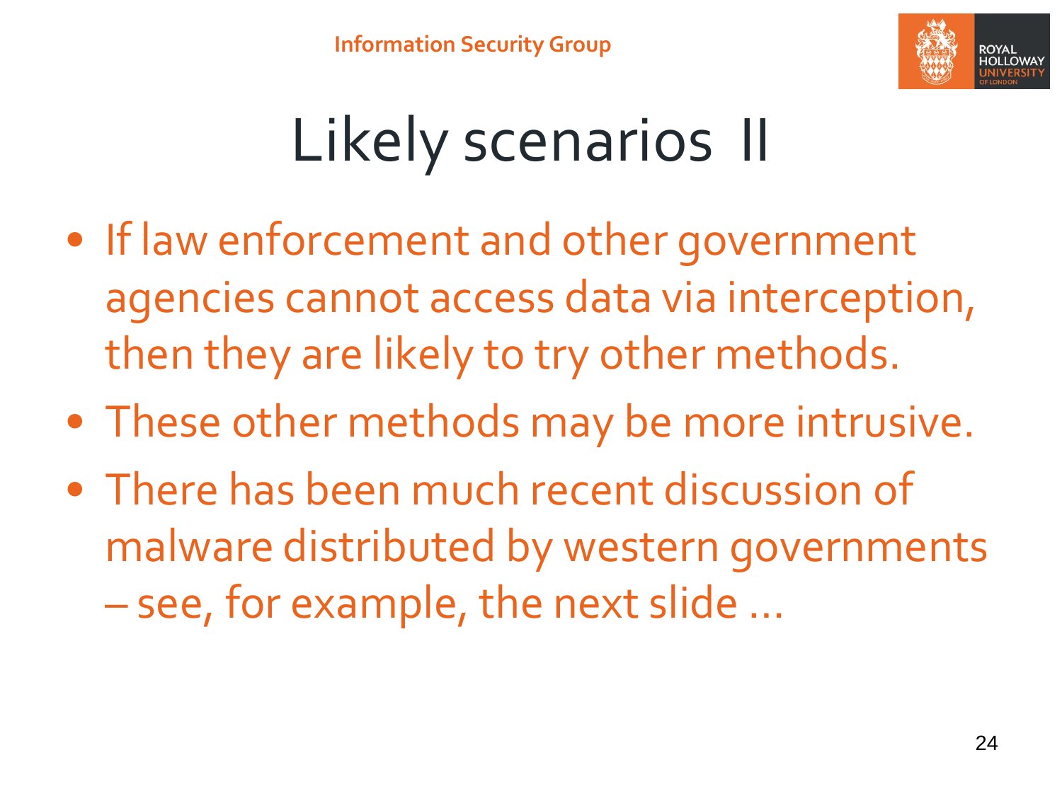# Likely scenarios II

- If law enforcement and other government agencies cannot access data via interception, then they are likely to try other methods.
- These other methods may be more intrusive.
- There has been much recent discussion of malware distributed by western governments – see, for example, the next slide …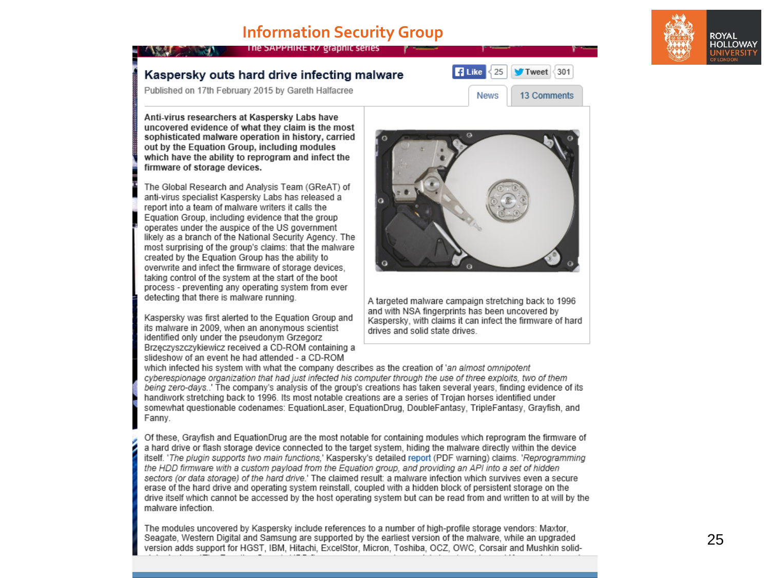# Information Security Group

## Kaspersky outs hard drive infecting malware

Published on 17th February 2015 by Gareth Halfacree

**Anti-virus researchers at Kaspersky Labs have uncovered evidence of what they claim is the most sophisticated malware operation in history, carried out by the Equation Group, including modules which have the ability to reprogram and infect the firmware of storage devices.**

The Global Research and Analysis Team (GReAT) of anti-virus specialist Kaspersky Labs has released a report into a team of malware writers it calls the Equation Group, including evidence that the group operates under the auspice of the US government likely as a branch of the National Security Agency. The most surprising of the group's claims: that the malware created by the Equation Group has the ability to overwrite and infect the firmware of storage devices, taking control of the system at the start of the boot process - preventing any operating system from ever detecting that there is malware running.

A targeted malware campaign stretching back to 1996 and with NSA fingerprints has been uncovered by Kaspersky, with claims it can infect the firmware of hard drives and solid state drives.

Kaspersky was first alerted to the Equation Group and its malware in 2009, when an anonymous scientist identified only under the pseudonym Grzegorz Brzęczyszczykiewicz received a CD-ROM containing a slideshow of an event he had attended - a CD-ROM which infected his system with what the company describes as the creation of '*an almost omnipotent cyberespionage organization that had just infected his computer through the use of three exploits, two of them being zero-days.*.' The company's analysis of the group's creations has taken several years, finding evidence of its handiwork stretching back to 1996. Its most notable creations are a series of Trojan horses identified under somewhat questionable codenames: EquationLaser, EquationDrug, DoubleFantasy, TripleFantasy, Grayfish, and Fanny.

Of these, Grayfish and EquationDrug are the most notable for containing modules which reprogram the firmware of a hard drive or flash storage device connected to the target system, hiding the malware directly within the device itself. '*The plugin supports two main functions,*' Kaspersky's detailed report (PDF warning) claims. '*Reprogramming the HDD firmware with a custom payload from the Equation group, and providing an API into a set of hidden sectors (or data storage) of the hard drive.*' The claimed result: a malware infection which survives even a secure erase of the hard drive and operating system reinstall, coupled with a hidden block of persistent storage on the drive itself which cannot be accessed by the host operating system but can be read from and written to at will by the malware infection.

The modules uncovered by Kaspersky include references to a number of high-profile storage vendors: Maxtor, Seagate, Western Digital and Samsung are supported by the earliest version of the malware, while an upgraded version adds support for HGST, IBM, Hitachi, ExcelStor, Micron, Toshiba, OCZ, OWC, Corsair and Mushkin solid-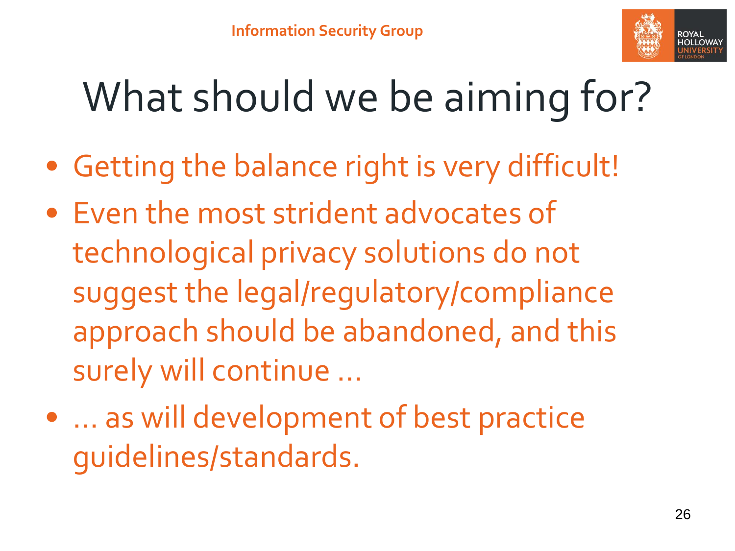# What should we be aiming for?

- Getting the balance right is very difficult!
- Even the most strident advocates of technological privacy solutions do not suggest the legal/regulatory/compliance approach should be abandoned, and this surely will continue ...
- ... as will development of best practice guidelines/standards.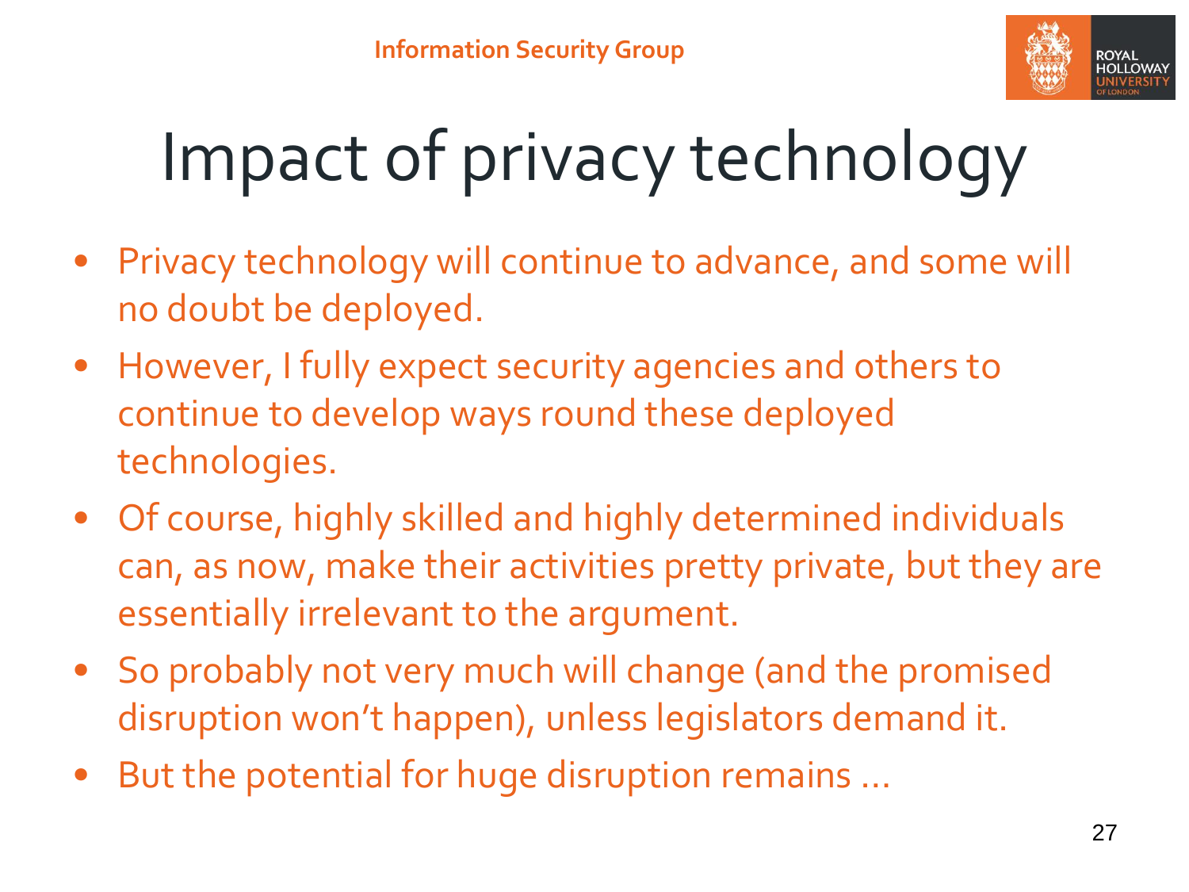# Impact of privacy technology

- Privacy technology will continue to advance, and some will no doubt be deployed.
- However, I fully expect security agencies and others to continue to develop ways round these deployed technologies.
- Of course, highly skilled and highly determined individuals can, as now, make their activities pretty private, but they are essentially irrelevant to the argument.
- So probably not very much will change (and the promised disruption won't happen), unless legislators demand it.
- But the potential for huge disruption remains …